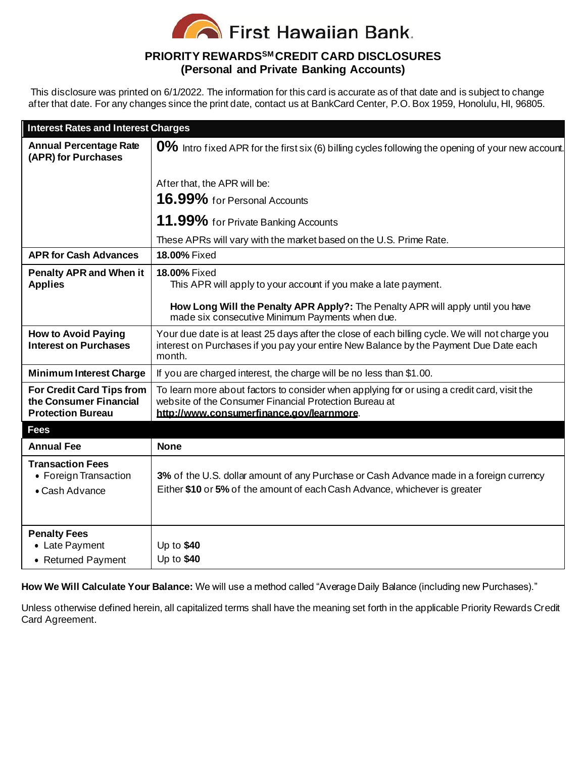# First Hawaiian Bank

## PRIORITY REWARDS[SM] CREDIT CARD DISCLOSURES
## (Personal and Private Banking Accounts)

This disclosure was printed on 6/1/2022. The information for this card is accurate as of that date and is subject to change after that date. For any changes since the print date, contact us at BankCard Center, P.O. Box 1959, Honolulu, HI, 96805.

| **Interest Rates and Interest Charges** | |
|---|---|
| **Annual Percentage Rate (APR) for Purchases** | **0%** Intro fixed APR for the first six (6) billing cycles following the opening of your new account.<br><br>After that, the APR will be:<br>**16.99%** for Personal Accounts<br>**11.99%** for Private Banking Accounts<br>These APRs will vary with the market based on the U.S. Prime Rate. |
| **APR for Cash Advances** | **18.00%** Fixed |
| **Penalty APR and When it Applies** | **18.00%** Fixed<br>This APR will apply to your account if you make a late payment.<br><br>**How Long Will the Penalty APR Apply?:** The Penalty APR will apply until you have made six consecutive Minimum Payments when due. |
| **How to Avoid Paying Interest on Purchases** | Your due date is at least 25 days after the close of each billing cycle. We will not charge you interest on Purchases if you pay your entire New Balance by the Payment Due Date each month. |
| **Minimum Interest Charge** | If you are charged interest, the charge will be no less than $1.00. |
| **For Credit Card Tips from the Consumer Financial Protection Bureau** | To learn more about factors to consider when applying for or using a credit card, visit the website of the Consumer Financial Protection Bureau at **http://www.consumerfinance.gov/learnmore**. |
| **Fees** | |
| **Annual Fee** | **None** |
| **Transaction Fees**<br>• Foreign Transaction<br>• Cash Advance | <br>**3%** of the U.S. dollar amount of any Purchase or Cash Advance made in a foreign currency<br>Either **$10** or **5%** of the amount of each Cash Advance, whichever is greater |
| **Penalty Fees**<br>• Late Payment<br>• Returned Payment | <br>Up to **$40**<br>Up to **$40** |

**How We Will Calculate Your Balance:** We will use a method called "Average Daily Balance (including new Purchases)."

Unless otherwise defined herein, all capitalized terms shall have the meaning set forth in the applicable Priority Rewards Credit Card Agreement.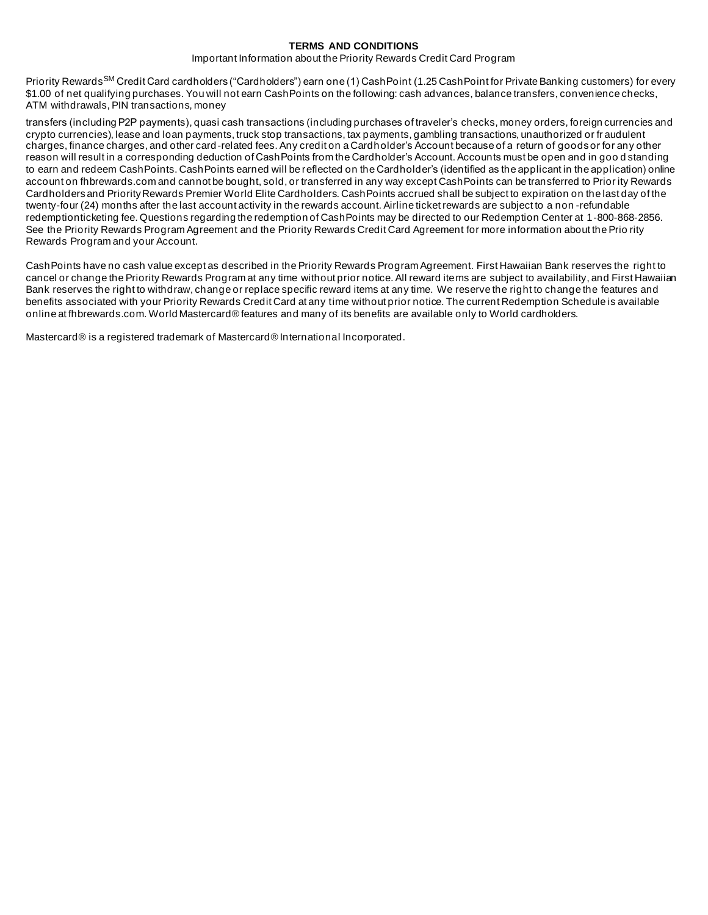**TERMS AND CONDITIONS**

Important Information about the Priority Rewards Credit Card Program

Priority Rewards[SM] Credit Card cardholders ("Cardholders") earn one (1) CashPoint (1.25 CashPoint for Private Banking customers) for every $1.00 of net qualifying purchases. You will not earn CashPoints on the following: cash advances, balance transfers, convenience checks, ATM withdrawals, PIN transactions, money transfers (including P2P payments), quasi cash transactions (including purchases of traveler's checks, money orders, foreign currencies and crypto currencies), lease and loan payments, truck stop transactions, tax payments, gambling transactions, unauthorized or fraudulent charges, finance charges, and other card-related fees. Any credit on a Cardholder's Account because of a return of goods or for any other reason will result in a corresponding deduction of CashPoints from the Cardholder's Account. Accounts must be open and in good standing to earn and redeem CashPoints. CashPoints earned will be reflected on the Cardholder's (identified as the applicant in the application) online account on fhbrewards.com and cannot be bought, sold, or transferred in any way except CashPoints can be transferred to Priority Rewards Cardholders and Priority Rewards Premier World Elite Cardholders. CashPoints accrued shall be subject to expiration on the last day of the twenty-four (24) months after the last account activity in the rewards account. Airline ticket rewards are subject to a non-refundable redemptionticketing fee. Questions regarding the redemption of CashPoints may be directed to our Redemption Center at 1-800-868-2856. See the Priority Rewards Program Agreement and the Priority Rewards Credit Card Agreement for more information about the Priority Rewards Program and your Account.

CashPoints have no cash value except as described in the Priority Rewards Program Agreement. First Hawaiian Bank reserves the right to cancel or change the Priority Rewards Program at any time without prior notice. All reward items are subject to availability, and First Hawaiian Bank reserves the right to withdraw, change or replace specific reward items at any time. We reserve the right to change the features and benefits associated with your Priority Rewards Credit Card at any time without prior notice. The current Redemption Schedule is available online at fhbrewards.com. World Mastercard® features and many of its benefits are available only to World cardholders.

Mastercard® is a registered trademark of Mastercard® International Incorporated.